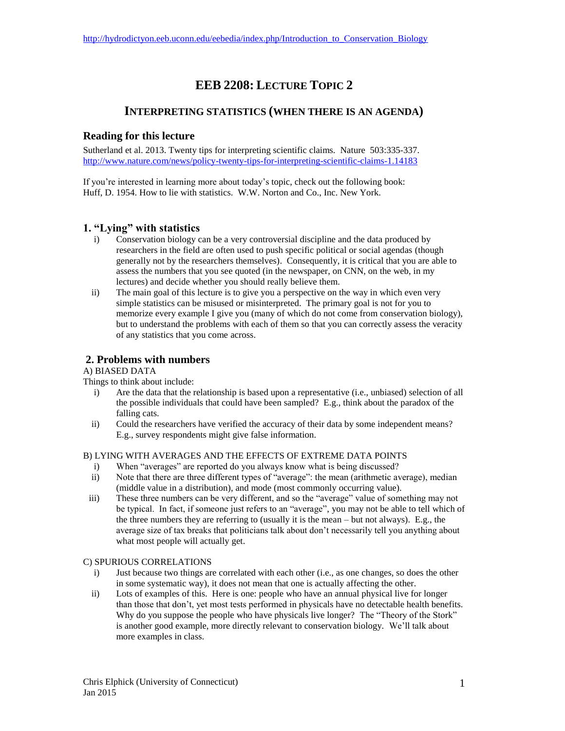http://hydrodictyon.eeb.uconn.edu/eebedia/index.php/Introduction_to_Conservation_Biology

# EEB 2208: LECTURE TOPIC 2

## INTERPRETING STATISTICS (WHEN THERE IS AN AGENDA)

### Reading for this lecture

Sutherland et al. 2013. Twenty tips for interpreting scientific claims. Nature 503:335-337. http://www.nature.com/news/policy-twenty-tips-for-interpreting-scientific-claims-1.14183

If you're interested in learning more about today's topic, check out the following book:
Huff, D. 1954. How to lie with statistics. W.W. Norton and Co., Inc. New York.

### 1. "Lying" with statistics

i) Conservation biology can be a very controversial discipline and the data produced by researchers in the field are often used to push specific political or social agendas (though generally not by the researchers themselves). Consequently, it is critical that you are able to assess the numbers that you see quoted (in the newspaper, on CNN, on the web, in my lectures) and decide whether you should really believe them.

ii) The main goal of this lecture is to give you a perspective on the way in which even very simple statistics can be misused or misinterpreted. The primary goal is not for you to memorize every example I give you (many of which do not come from conservation biology), but to understand the problems with each of them so that you can correctly assess the veracity of any statistics that you come across.

### 2. Problems with numbers

A) BIASED DATA

Things to think about include:

i) Are the data that the relationship is based upon a representative (i.e., unbiased) selection of all the possible individuals that could have been sampled? E.g., think about the paradox of the falling cats.

ii) Could the researchers have verified the accuracy of their data by some independent means? E.g., survey respondents might give false information.

B) LYING WITH AVERAGES AND THE EFFECTS OF EXTREME DATA POINTS

i) When "averages" are reported do you always know what is being discussed?

ii) Note that there are three different types of "average": the mean (arithmetic average), median (middle value in a distribution), and mode (most commonly occurring value).

iii) These three numbers can be very different, and so the "average" value of something may not be typical. In fact, if someone just refers to an "average", you may not be able to tell which of the three numbers they are referring to (usually it is the mean – but not always). E.g., the average size of tax breaks that politicians talk about don't necessarily tell you anything about what most people will actually get.

C) SPURIOUS CORRELATIONS

i) Just because two things are correlated with each other (i.e., as one changes, so does the other in some systematic way), it does not mean that one is actually affecting the other.

ii) Lots of examples of this. Here is one: people who have an annual physical live for longer than those that don't, yet most tests performed in physicals have no detectable health benefits. Why do you suppose the people who have physicals live longer? The "Theory of the Stork" is another good example, more directly relevant to conservation biology. We'll talk about more examples in class.

Chris Elphick (University of Connecticut)
Jan 2015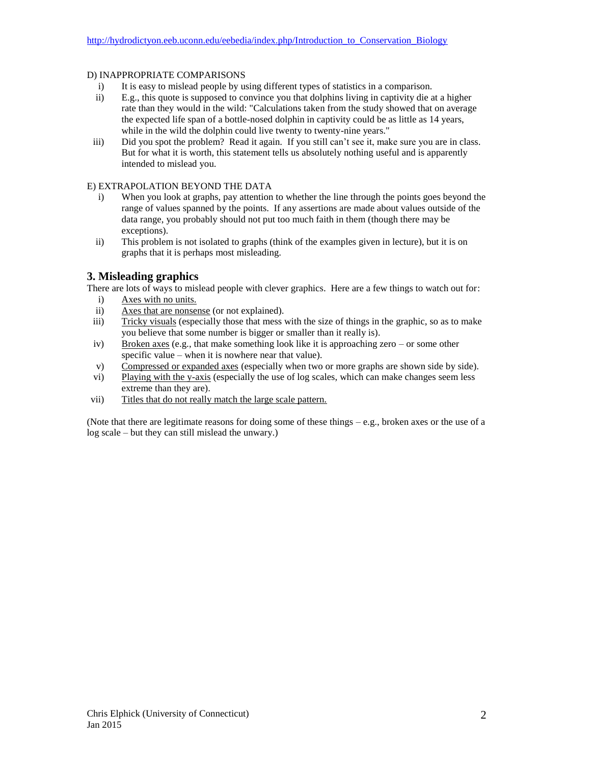http://hydrodictyon.eeb.uconn.edu/eebedia/index.php/Introduction_to_Conservation_Biology

D) INAPPROPRIATE COMPARISONS

i) It is easy to mislead people by using different types of statistics in a comparison.

ii) E.g., this quote is supposed to convince you that dolphins living in captivity die at a higher rate than they would in the wild: "Calculations taken from the study showed that on average the expected life span of a bottle-nosed dolphin in captivity could be as little as 14 years, while in the wild the dolphin could live twenty to twenty-nine years."

iii) Did you spot the problem? Read it again. If you still can't see it, make sure you are in class. But for what it is worth, this statement tells us absolutely nothing useful and is apparently intended to mislead you.

E) EXTRAPOLATION BEYOND THE DATA

i) When you look at graphs, pay attention to whether the line through the points goes beyond the range of values spanned by the points. If any assertions are made about values outside of the data range, you probably should not put too much faith in them (though there may be exceptions).

ii) This problem is not isolated to graphs (think of the examples given in lecture), but it is on graphs that it is perhaps most misleading.

## 3. Misleading graphics

There are lots of ways to mislead people with clever graphics. Here are a few things to watch out for:

i) Axes with no units.

ii) Axes that are nonsense (or not explained).

iii) Tricky visuals (especially those that mess with the size of things in the graphic, so as to make you believe that some number is bigger or smaller than it really is).

iv) Broken axes (e.g., that make something look like it is approaching zero – or some other specific value – when it is nowhere near that value).

v) Compressed or expanded axes (especially when two or more graphs are shown side by side).

vi) Playing with the y-axis (especially the use of log scales, which can make changes seem less extreme than they are).

vii) Titles that do not really match the large scale pattern.

(Note that there are legitimate reasons for doing some of these things – e.g., broken axes or the use of a log scale – but they can still mislead the unwary.)

Chris Elphick (University of Connecticut)
Jan 2015